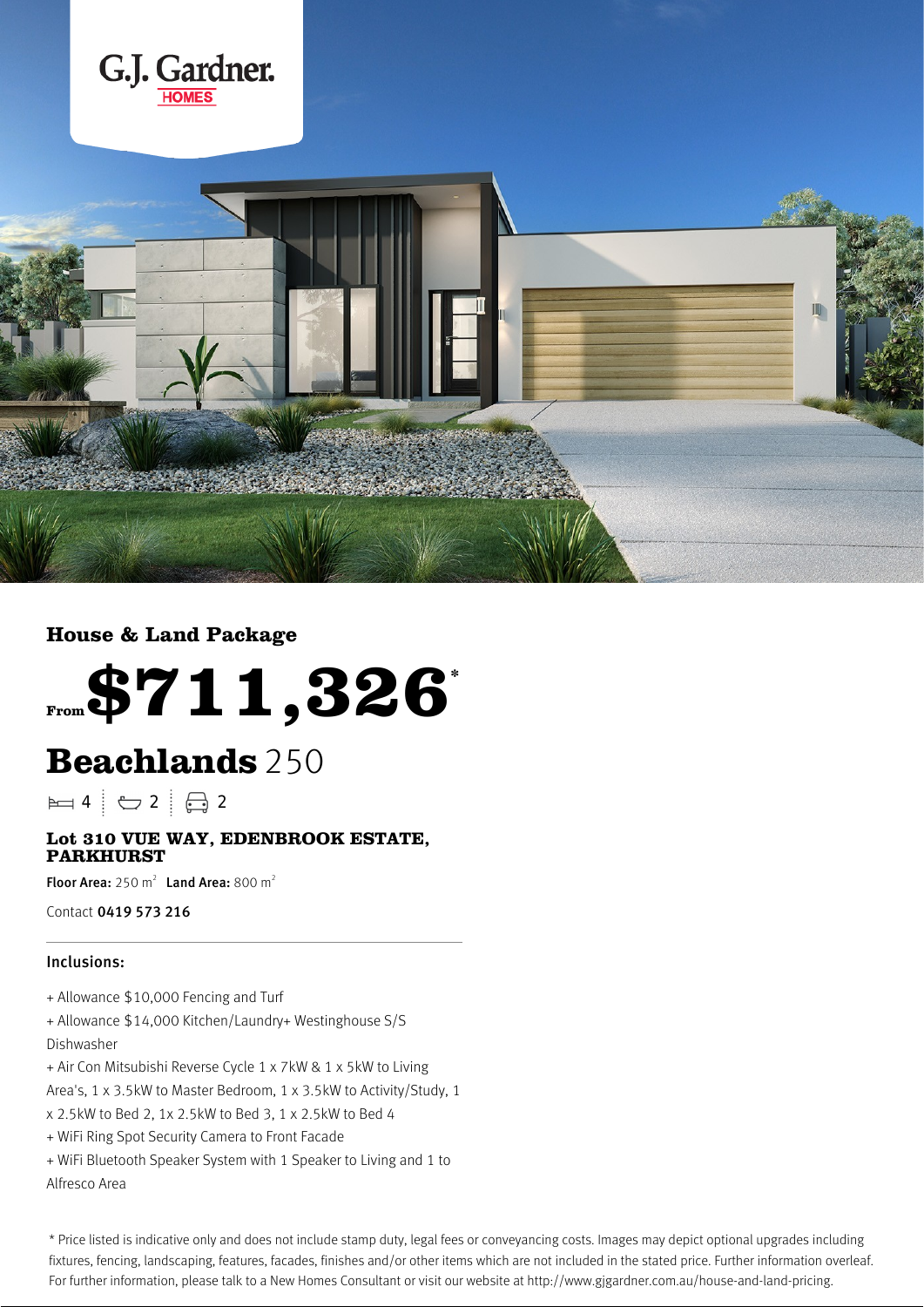G.J. Gardner. HOMES

## House & Land Package

From **$711,326***

# Beachlands 250

4 | 2 | 2

### Lot 310 VUE WAY, EDENBROOK ESTATE, PARKHURST

**Floor Area:** 250 m² **Land Area:** 800 m²

Contact **0419 573 216**

---

### Inclusions:

+ Allowance $10,000 Fencing and Turf
+ Allowance $14,000 Kitchen/Laundry+ Westinghouse S/S Dishwasher
+ Air Con Mitsubishi Reverse Cycle 1 x 7kW & 1 x 5kW to Living Area's, 1 x 3.5kW to Master Bedroom, 1 x 3.5kW to Activity/Study, 1 x 2.5kW to Bed 2, 1x 2.5kW to Bed 3, 1 x 2.5kW to Bed 4
+ WiFi Ring Spot Security Camera to Front Facade
+ WiFi Bluetooth Speaker System with 1 Speaker to Living and 1 to Alfresco Area

* Price listed is indicative only and does not include stamp duty, legal fees or conveyancing costs. Images may depict optional upgrades including fixtures, fencing, landscaping, features, facades, finishes and/or other items which are not included in the stated price. Further information overleaf. For further information, please talk to a New Homes Consultant or visit our website at http://www.gjgardner.com.au/house-and-land-pricing.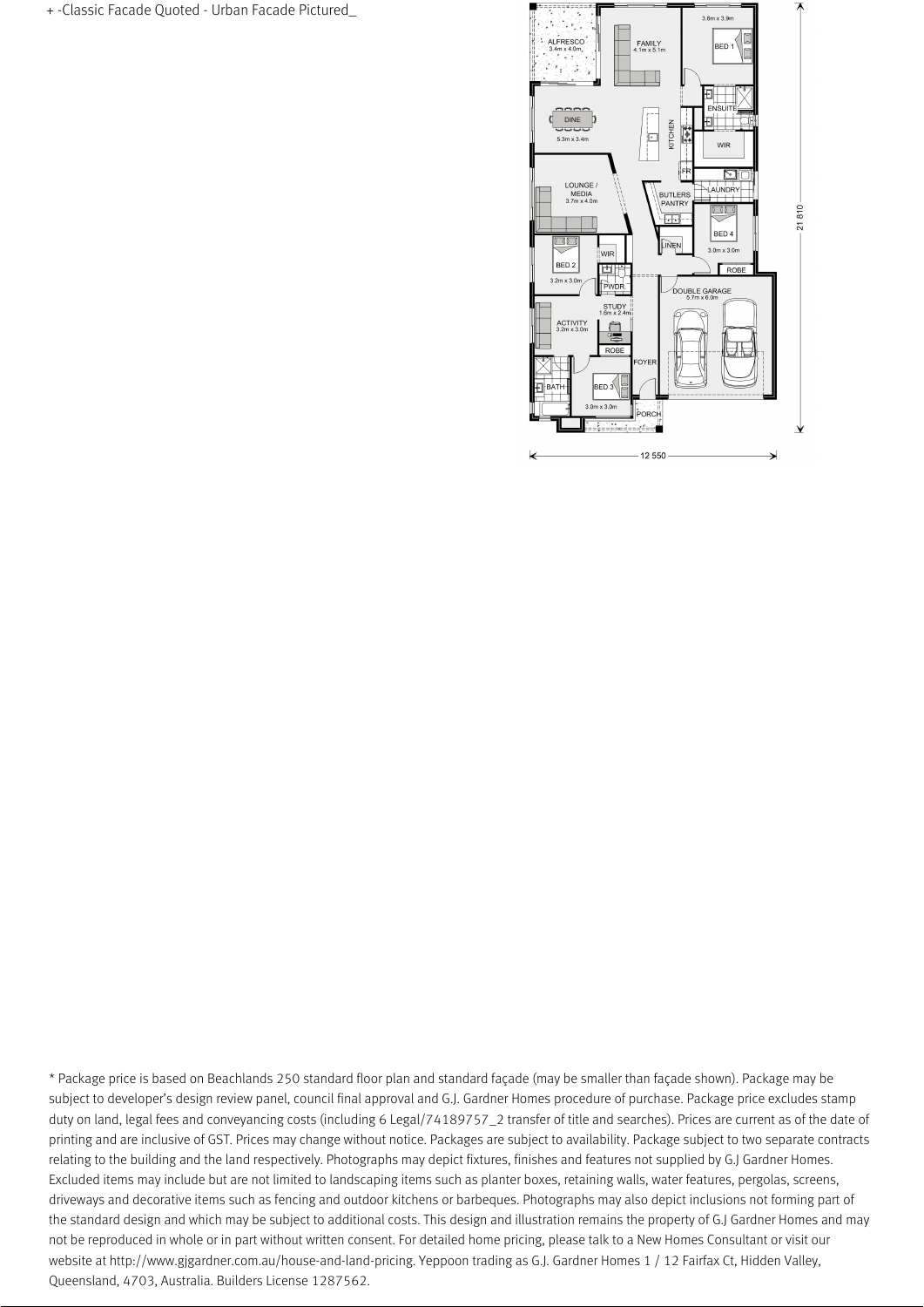+ -Classic Facade Quoted - Urban Facade Pictured_

ALFRESCO
3.4m x 4.0m

FAMILY
4.1m x 5.1m

3.6m x 3.9m
BED 1

ENSUITE

DINE
5.3m x 3.4m

KITCHEN

WIR

FR

LOUNGE / MEDIA
3.7m x 4.0m

BUTLERS PANTRY

LAUNDRY

BED 4
3.0m x 3.0m

LINEN

BED 2
3.2m x 3.0m

WIR

ROBE

PWDR

DOUBLE GARAGE
5.7m x 6.0m

STUDY
1.6m x 2.4m

ACTIVITY
3.2m x 3.0m

ROBE

FOYER

BATH

BED 3
3.0m x 3.0m

PORCH

21 810

12 550

* Package price is based on Beachlands 250 standard floor plan and standard façade (may be smaller than façade shown). Package may be subject to developer's design review panel, council final approval and G.J. Gardner Homes procedure of purchase. Package price excludes stamp duty on land, legal fees and conveyancing costs (including 6 Legal/74189757_2 transfer of title and searches). Prices are current as of the date of printing and are inclusive of GST. Prices may change without notice. Packages are subject to availability. Package subject to two separate contracts relating to the building and the land respectively. Photographs may depict fixtures, finishes and features not supplied by G.J Gardner Homes. Excluded items may include but are not limited to landscaping items such as planter boxes, retaining walls, water features, pergolas, screens, driveways and decorative items such as fencing and outdoor kitchens or barbeques. Photographs may also depict inclusions not forming part of the standard design and which may be subject to additional costs. This design and illustration remains the property of G.J Gardner Homes and may not be reproduced in whole or in part without written consent. For detailed home pricing, please talk to a New Homes Consultant or visit our website at http://www.gjgardner.com.au/house-and-land-pricing. Yeppoon trading as G.J. Gardner Homes 1 / 12 Fairfax Ct, Hidden Valley, Queensland, 4703, Australia. Builders License 1287562.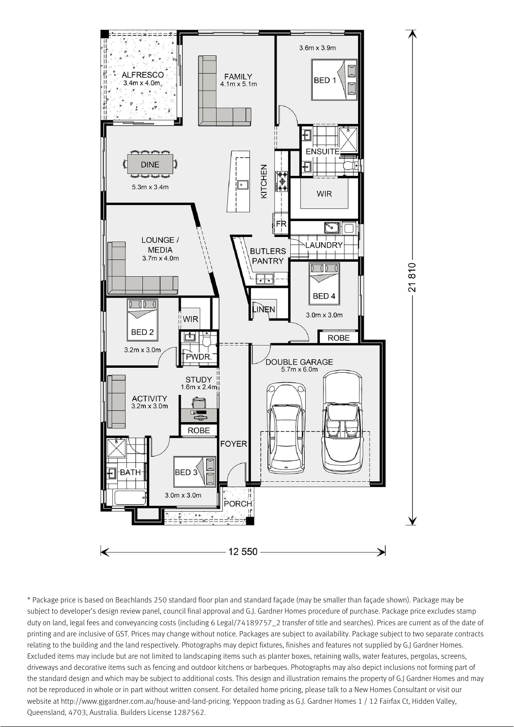ALFRESCO
3.4m x 4.0m

FAMILY
4.1m x 5.1m

3.6m x 3.9m
BED 1

ENSUITE

DINE
5.3m x 3.4m

KITCHEN

WIR

FR

LAUNDRY

LOUNGE / MEDIA
3.7m x 4.0m

BUTLERS PANTRY

BED 4
3.0m x 3.0m

LINEN

ROBE

BED 2
3.2m x 3.0m

WIR

PWDR.

DOUBLE GARAGE
5.7m x 6.0m

STUDY
1.6m x 2.4m

ACTIVITY
3.2m x 3.0m

ROBE

FOYER

BATH

BED 3
3.0m x 3.0m

PORCH

12 550

21 810

* Package price is based on Beachlands 250 standard floor plan and standard façade (may be smaller than façade shown). Package may be subject to developer's design review panel, council final approval and G.J. Gardner Homes procedure of purchase. Package price excludes stamp duty on land, legal fees and conveyancing costs (including 6 Legal/74189757_2 transfer of title and searches). Prices are current as of the date of printing and are inclusive of GST. Prices may change without notice. Packages are subject to availability. Package subject to two separate contracts relating to the building and the land respectively. Photographs may depict fixtures, finishes and features not supplied by G.J Gardner Homes. Excluded items may include but are not limited to landscaping items such as planter boxes, retaining walls, water features, pergolas, screens, driveways and decorative items such as fencing and outdoor kitchens or barbeques. Photographs may also depict inclusions not forming part of the standard design and which may be subject to additional costs. This design and illustration remains the property of G.J Gardner Homes and may not be reproduced in whole or in part without written consent. For detailed home pricing, please talk to a New Homes Consultant or visit our website at http://www.gjgardner.com.au/house-and-land-pricing. Yeppoon trading as G.J. Gardner Homes 1 / 12 Fairfax Ct, Hidden Valley, Queensland, 4703, Australia. Builders License 1287562.